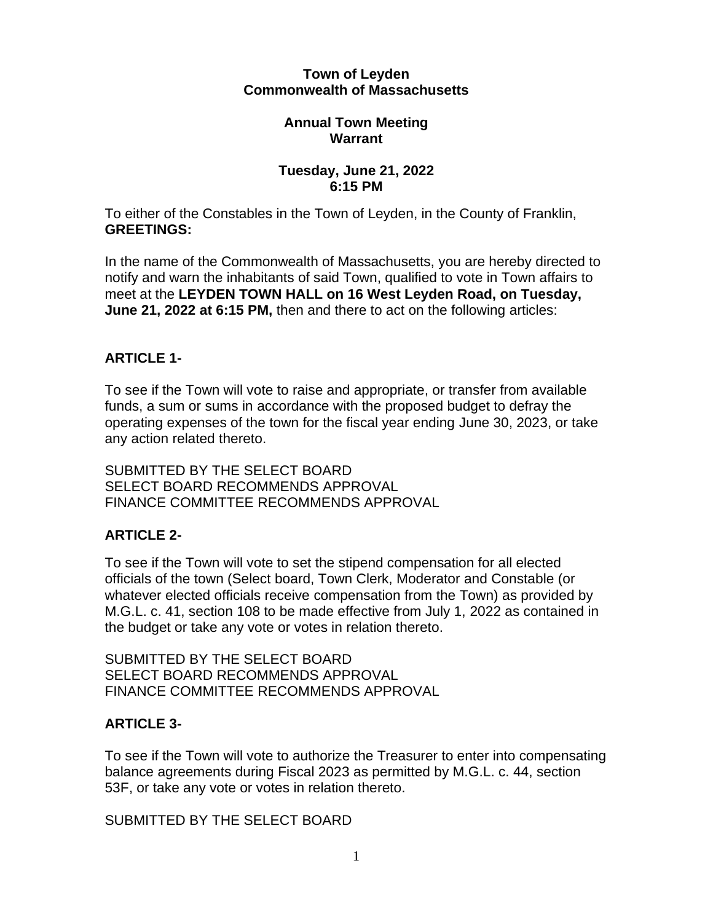**Town of Leyden**
**Commonwealth of Massachusetts**

**Annual Town Meeting**
**Warrant**

**Tuesday, June 21, 2022**
**6:15 PM**

To either of the Constables in the Town of Leyden, in the County of Franklin, **GREETINGS:**

In the name of the Commonwealth of Massachusetts, you are hereby directed to notify and warn the inhabitants of said Town, qualified to vote in Town affairs to meet at the **LEYDEN TOWN HALL on 16 West Leyden Road, on Tuesday, June 21, 2022 at 6:15 PM,** then and there to act on the following articles:

**ARTICLE 1-**

To see if the Town will vote to raise and appropriate, or transfer from available funds, a sum or sums in accordance with the proposed budget to defray the operating expenses of the town for the fiscal year ending June 30, 2023, or take any action related thereto.

SUBMITTED BY THE SELECT BOARD
SELECT BOARD RECOMMENDS APPROVAL
FINANCE COMMITTEE RECOMMENDS APPROVAL

**ARTICLE 2-**

To see if the Town will vote to set the stipend compensation for all elected officials of the town (Select board, Town Clerk, Moderator and Constable (or whatever elected officials receive compensation from the Town) as provided by M.G.L. c. 41, section 108 to be made effective from July 1, 2022 as contained in the budget or take any vote or votes in relation thereto.

SUBMITTED BY THE SELECT BOARD
SELECT BOARD RECOMMENDS APPROVAL
FINANCE COMMITTEE RECOMMENDS APPROVAL

**ARTICLE 3-**

To see if the Town will vote to authorize the Treasurer to enter into compensating balance agreements during Fiscal 2023 as permitted by M.G.L. c. 44, section 53F, or take any vote or votes in relation thereto.

SUBMITTED BY THE SELECT BOARD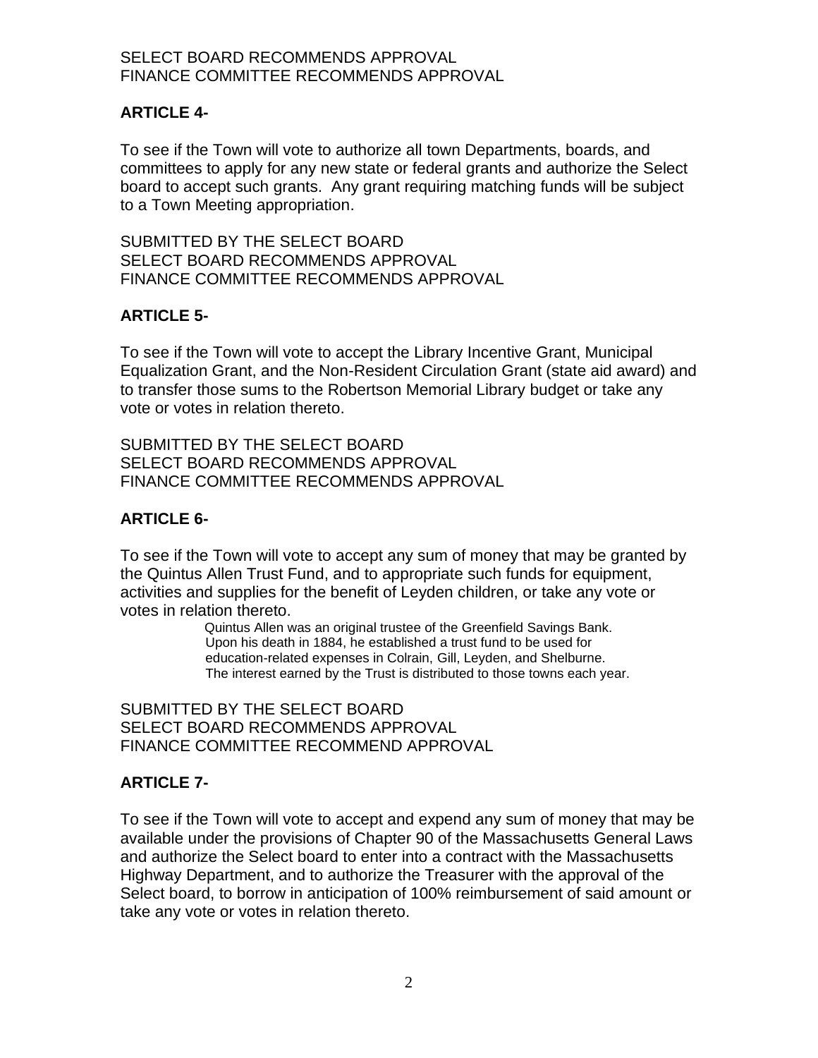SELECT BOARD RECOMMENDS APPROVAL
FINANCE COMMITTEE RECOMMENDS APPROVAL

**ARTICLE 4-**

To see if the Town will vote to authorize all town Departments, boards, and committees to apply for any new state or federal grants and authorize the Select board to accept such grants. Any grant requiring matching funds will be subject to a Town Meeting appropriation.

SUBMITTED BY THE SELECT BOARD
SELECT BOARD RECOMMENDS APPROVAL
FINANCE COMMITTEE RECOMMENDS APPROVAL

**ARTICLE 5-**

To see if the Town will vote to accept the Library Incentive Grant, Municipal Equalization Grant, and the Non-Resident Circulation Grant (state aid award) and to transfer those sums to the Robertson Memorial Library budget or take any vote or votes in relation thereto.

SUBMITTED BY THE SELECT BOARD
SELECT BOARD RECOMMENDS APPROVAL
FINANCE COMMITTEE RECOMMENDS APPROVAL

**ARTICLE 6-**

To see if the Town will vote to accept any sum of money that may be granted by the Quintus Allen Trust Fund, and to appropriate such funds for equipment, activities and supplies for the benefit of Leyden children, or take any vote or votes in relation thereto.

> Quintus Allen was an original trustee of the Greenfield Savings Bank. Upon his death in 1884, he established a trust fund to be used for education-related expenses in Colrain, Gill, Leyden, and Shelburne. The interest earned by the Trust is distributed to those towns each year.

SUBMITTED BY THE SELECT BOARD
SELECT BOARD RECOMMENDS APPROVAL
FINANCE COMMITTEE RECOMMEND APPROVAL

**ARTICLE 7-**

To see if the Town will vote to accept and expend any sum of money that may be available under the provisions of Chapter 90 of the Massachusetts General Laws and authorize the Select board to enter into a contract with the Massachusetts Highway Department, and to authorize the Treasurer with the approval of the Select board, to borrow in anticipation of 100% reimbursement of said amount or take any vote or votes in relation thereto.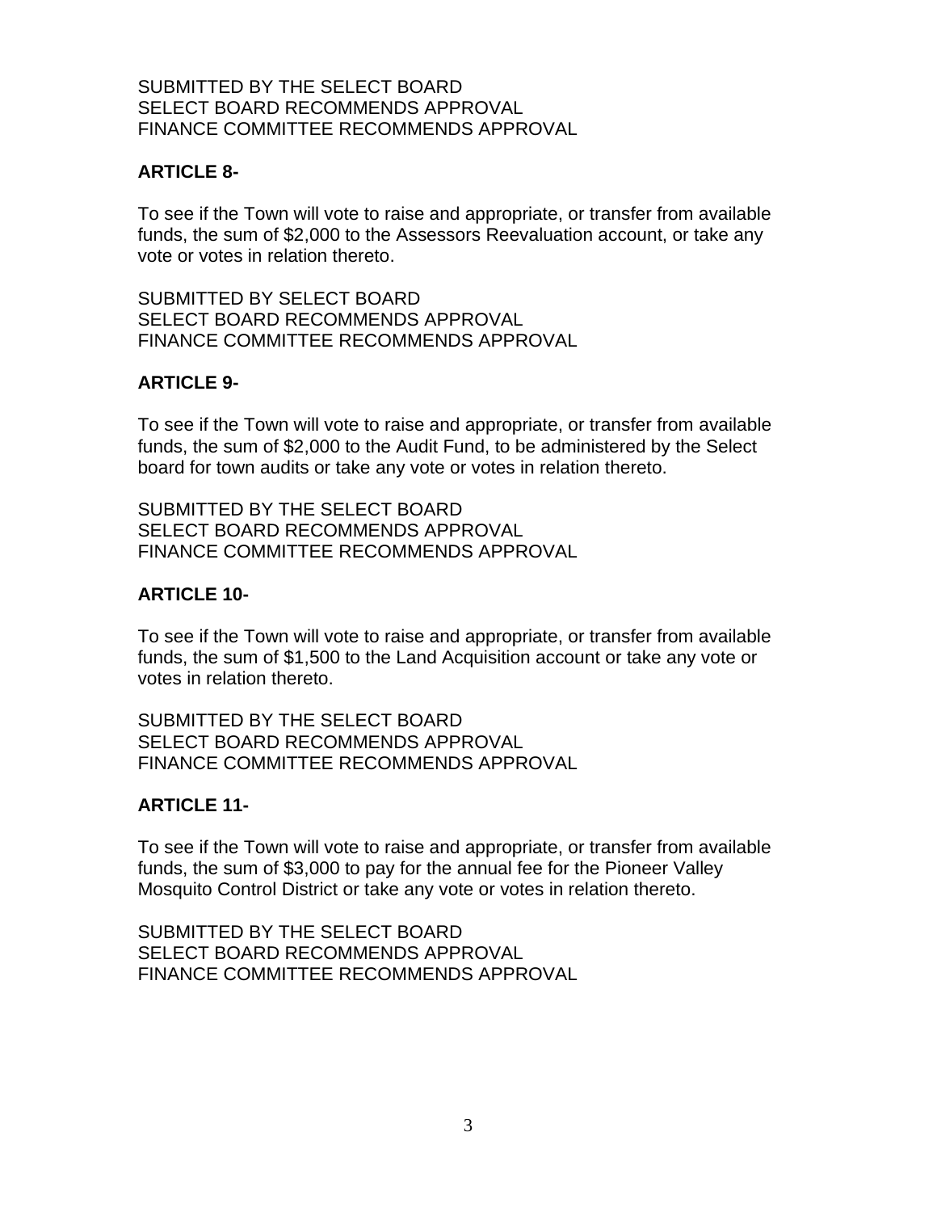SUBMITTED BY THE SELECT BOARD
SELECT BOARD RECOMMENDS APPROVAL
FINANCE COMMITTEE RECOMMENDS APPROVAL

**ARTICLE 8-**

To see if the Town will vote to raise and appropriate, or transfer from available funds, the sum of $2,000 to the Assessors Reevaluation account, or take any vote or votes in relation thereto.

SUBMITTED BY SELECT BOARD
SELECT BOARD RECOMMENDS APPROVAL
FINANCE COMMITTEE RECOMMENDS APPROVAL

**ARTICLE 9-**

To see if the Town will vote to raise and appropriate, or transfer from available funds, the sum of $2,000 to the Audit Fund, to be administered by the Select board for town audits or take any vote or votes in relation thereto.

SUBMITTED BY THE SELECT BOARD
SELECT BOARD RECOMMENDS APPROVAL
FINANCE COMMITTEE RECOMMENDS APPROVAL

**ARTICLE 10-**

To see if the Town will vote to raise and appropriate, or transfer from available funds, the sum of $1,500 to the Land Acquisition account or take any vote or votes in relation thereto.

SUBMITTED BY THE SELECT BOARD
SELECT BOARD RECOMMENDS APPROVAL
FINANCE COMMITTEE RECOMMENDS APPROVAL

**ARTICLE 11-**

To see if the Town will vote to raise and appropriate, or transfer from available funds, the sum of $3,000 to pay for the annual fee for the Pioneer Valley Mosquito Control District or take any vote or votes in relation thereto.

SUBMITTED BY THE SELECT BOARD
SELECT BOARD RECOMMENDS APPROVAL
FINANCE COMMITTEE RECOMMENDS APPROVAL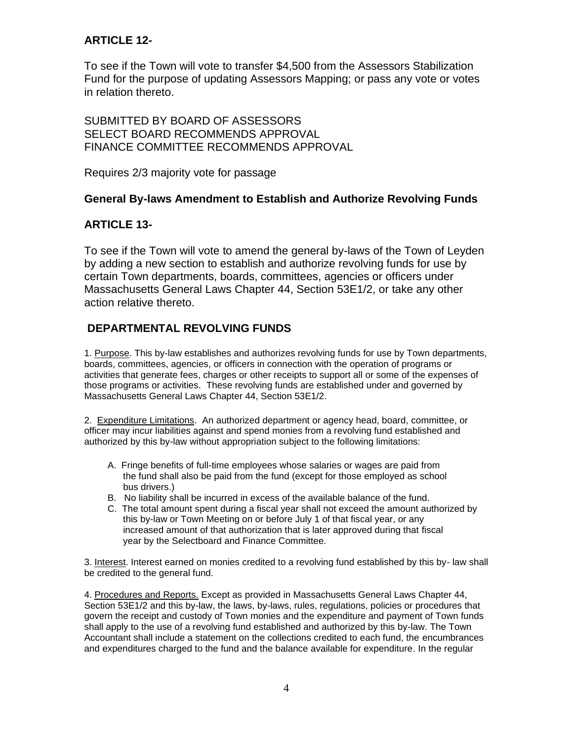**ARTICLE 12-**

To see if the Town will vote to transfer $4,500 from the Assessors Stabilization Fund for the purpose of updating Assessors Mapping; or pass any vote or votes in relation thereto.

SUBMITTED BY BOARD OF ASSESSORS
SELECT BOARD RECOMMENDS APPROVAL
FINANCE COMMITTEE RECOMMENDS APPROVAL

Requires 2/3 majority vote for passage

**General By-laws Amendment to Establish and Authorize Revolving Funds**

**ARTICLE 13-**

To see if the Town will vote to amend the general by-laws of the Town of Leyden by adding a new section to establish and authorize revolving funds for use by certain Town departments, boards, committees, agencies or officers under Massachusetts General Laws Chapter 44, Section 53E1/2, or take any other action relative thereto.

**DEPARTMENTAL REVOLVING FUNDS**

1. Purpose. This by-law establishes and authorizes revolving funds for use by Town departments, boards, committees, agencies, or officers in connection with the operation of programs or activities that generate fees, charges or other receipts to support all or some of the expenses of those programs or activities. These revolving funds are established under and governed by Massachusetts General Laws Chapter 44, Section 53E1/2.

2. Expenditure Limitations. An authorized department or agency head, board, committee, or officer may incur liabilities against and spend monies from a revolving fund established and authorized by this by-law without appropriation subject to the following limitations:

A. Fringe benefits of full-time employees whose salaries or wages are paid from the fund shall also be paid from the fund (except for those employed as school bus drivers.)
B. No liability shall be incurred in excess of the available balance of the fund.
C. The total amount spent during a fiscal year shall not exceed the amount authorized by this by-law or Town Meeting on or before July 1 of that fiscal year, or any increased amount of that authorization that is later approved during that fiscal year by the Selectboard and Finance Committee.

3. Interest. Interest earned on monies credited to a revolving fund established by this by- law shall be credited to the general fund.

4. Procedures and Reports. Except as provided in Massachusetts General Laws Chapter 44, Section 53E1/2 and this by-law, the laws, by-laws, rules, regulations, policies or procedures that govern the receipt and custody of Town monies and the expenditure and payment of Town funds shall apply to the use of a revolving fund established and authorized by this by-law. The Town Accountant shall include a statement on the collections credited to each fund, the encumbrances and expenditures charged to the fund and the balance available for expenditure. In the regular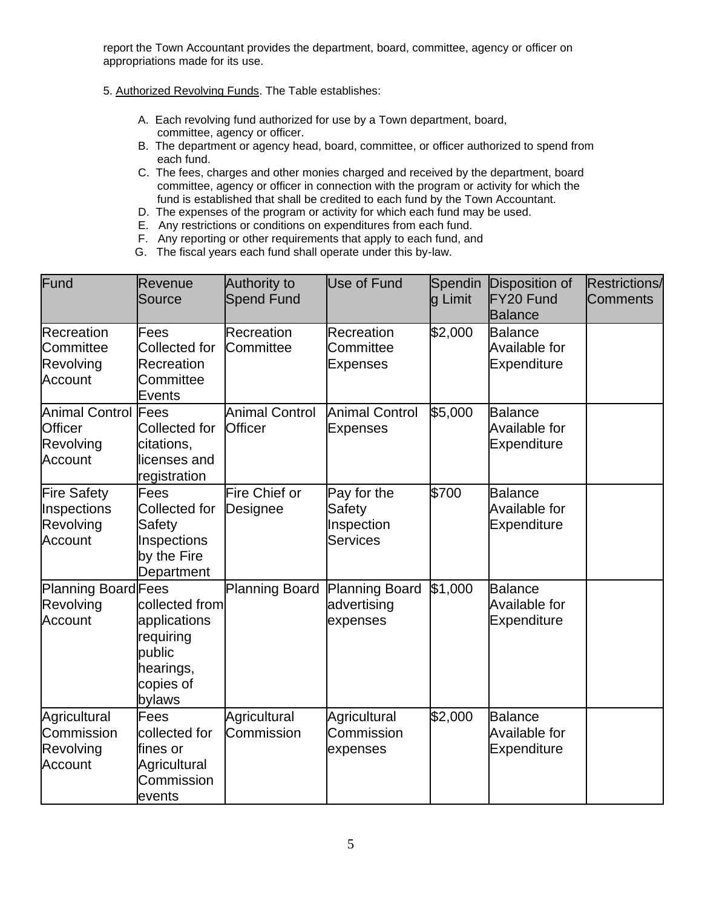report the Town Accountant provides the department, board, committee, agency or officer on appropriations made for its use.

5. Authorized Revolving Funds. The Table establishes:

A. Each revolving fund authorized for use by a Town department, board, committee, agency or officer.
B. The department or agency head, board, committee, or officer authorized to spend from each fund.
C. The fees, charges and other monies charged and received by the department, board committee, agency or officer in connection with the program or activity for which the fund is established that shall be credited to each fund by the Town Accountant.
D. The expenses of the program or activity for which each fund may be used.
E. Any restrictions or conditions on expenditures from each fund.
F. Any reporting or other requirements that apply to each fund, and
G. The fiscal years each fund shall operate under this by-law.

| Fund | Revenue Source | Authority to Spend Fund | Use of Fund | Spending Limit | Disposition of FY20 Fund Balance | Restrictions/ Comments |
|---|---|---|---|---|---|---|
| Recreation Committee Revolving Account | Fees Collected for Recreation Committee Events | Recreation Committee | Recreation Committee Expenses | $2,000 | Balance Available for Expenditure | |
| Animal Control Officer Revolving Account | Fees Collected for citations, licenses and registration | Animal Control Officer | Animal Control Expenses | $5,000 | Balance Available for Expenditure | |
| Fire Safety Inspections Revolving Account | Fees Collected for Safety Inspections by the Fire Department | Fire Chief or Designee | Pay for the Safety Inspection Services | $700 | Balance Available for Expenditure | |
| Planning Board Revolving Account | Fees collected from applications requiring public hearings, copies of bylaws | Planning Board | Planning Board advertising expenses | $1,000 | Balance Available for Expenditure | |
| Agricultural Commission Revolving Account | Fees collected for fines or Agricultural Commission events | Agricultural Commission | Agricultural Commission expenses | $2,000 | Balance Available for Expenditure | |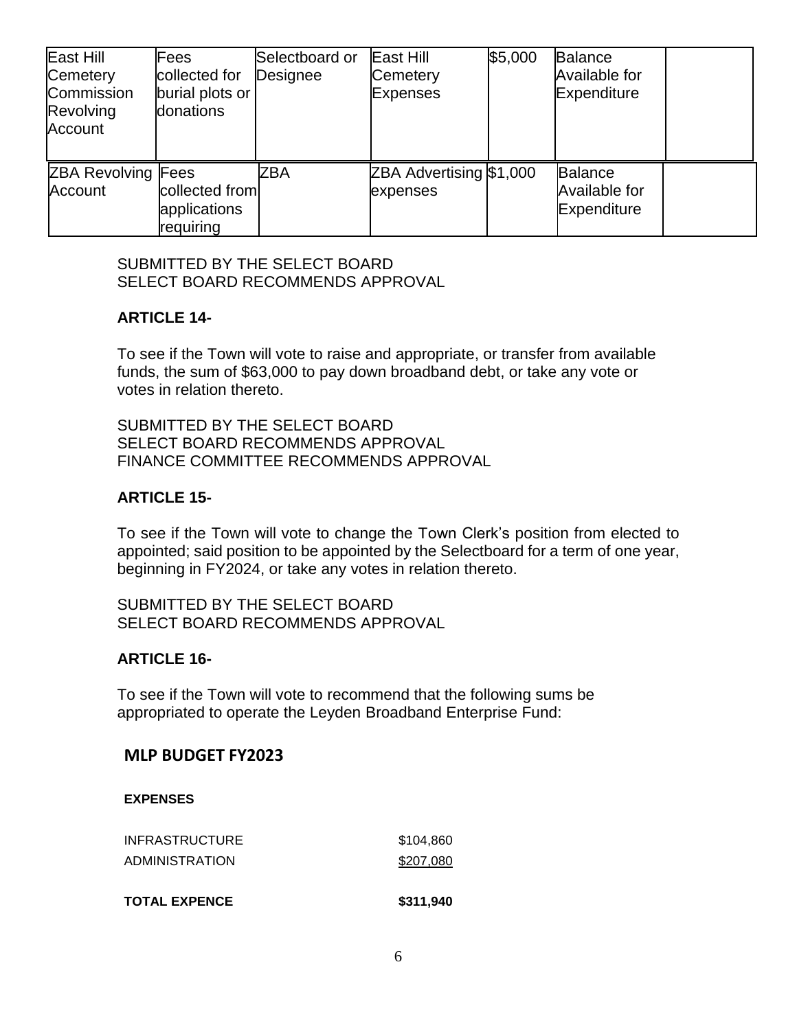| East Hill Cemetery Commission Revolving Account | Fees collected for burial plots or donations | Selectboard or Designee | East Hill Cemetery Expenses | $5,000 | Balance Available for Expenditure | |
|---|---|---|---|---|---|---|
| ZBA Revolving Account | Fees collected from applications requiring | ZBA | ZBA Advertising expenses | $1,000 | Balance Available for Expenditure | |

SUBMITTED BY THE SELECT BOARD
SELECT BOARD RECOMMENDS APPROVAL

**ARTICLE 14-**

To see if the Town will vote to raise and appropriate, or transfer from available funds, the sum of $63,000 to pay down broadband debt, or take any vote or votes in relation thereto.

SUBMITTED BY THE SELECT BOARD
SELECT BOARD RECOMMENDS APPROVAL
FINANCE COMMITTEE RECOMMENDS APPROVAL

**ARTICLE 15-**

To see if the Town will vote to change the Town Clerk's position from elected to appointed; said position to be appointed by the Selectboard for a term of one year, beginning in FY2024, or take any votes in relation thereto.

SUBMITTED BY THE SELECT BOARD
SELECT BOARD RECOMMENDS APPROVAL

**ARTICLE 16-**

To see if the Town will vote to recommend that the following sums be appropriated to operate the Leyden Broadband Enterprise Fund:

## MLP BUDGET FY2023

**EXPENSES**

| | |
|---|---|
| INFRASTRUCTURE | $104,860 |
| ADMINISTRATION | $207,080 |
| **TOTAL EXPENCE** | **$311,940** |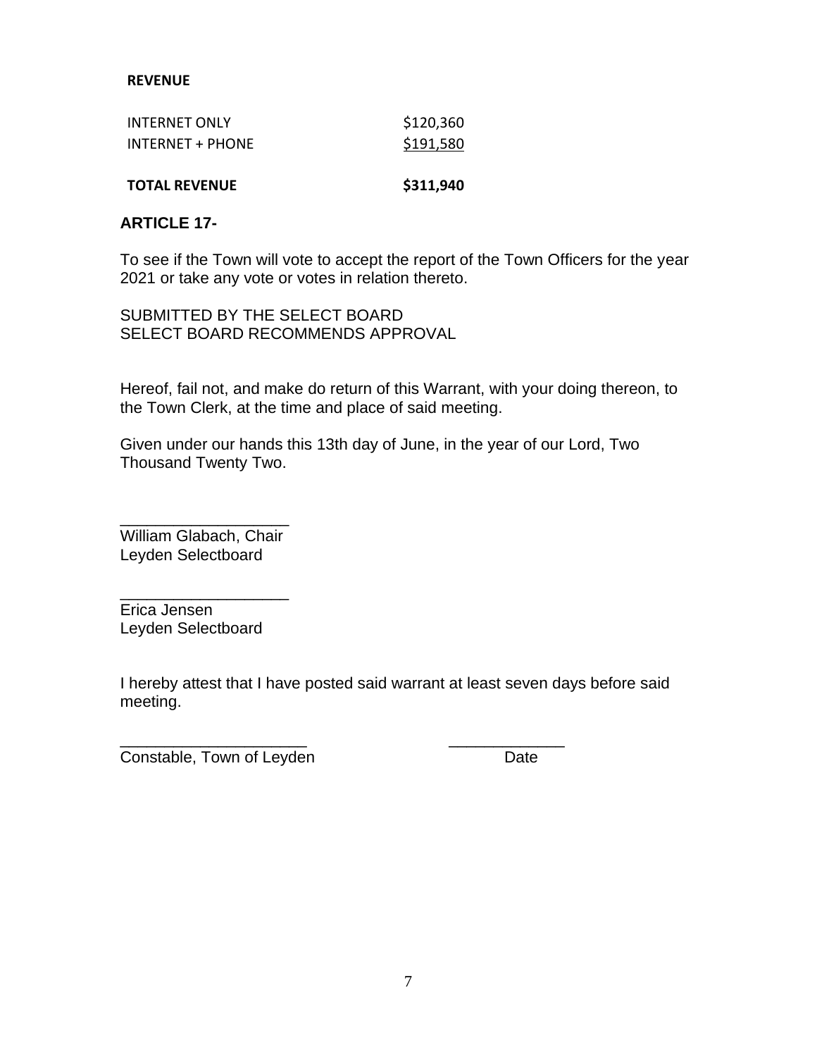**REVENUE**

| | |
|---|---|
| INTERNET ONLY | $120,360 |
| INTERNET + PHONE | $191,580 |
| **TOTAL REVENUE** | **$311,940** |

## ARTICLE 17-

To see if the Town will vote to accept the report of the Town Officers for the year 2021 or take any vote or votes in relation thereto.

SUBMITTED BY THE SELECT BOARD
SELECT BOARD RECOMMENDS APPROVAL

Hereof, fail not, and make do return of this Warrant, with your doing thereon, to the Town Clerk, at the time and place of said meeting.

Given under our hands this 13th day of June, in the year of our Lord, Two Thousand Twenty Two.

\_\_\_\_\_\_\_\_\_\_\_\_\_\_\_\_\_\_\_\_
William Glabach, Chair
Leyden Selectboard

\_\_\_\_\_\_\_\_\_\_\_\_\_\_\_\_\_\_\_\_
Erica Jensen
Leyden Selectboard

I hereby attest that I have posted said warrant at least seven days before said meeting.

\_\_\_\_\_\_\_\_\_\_\_\_\_\_\_\_\_\_\_\_\_\_ \_\_\_\_\_\_\_\_\_\_\_\_\_\_
Constable, Town of Leyden Date